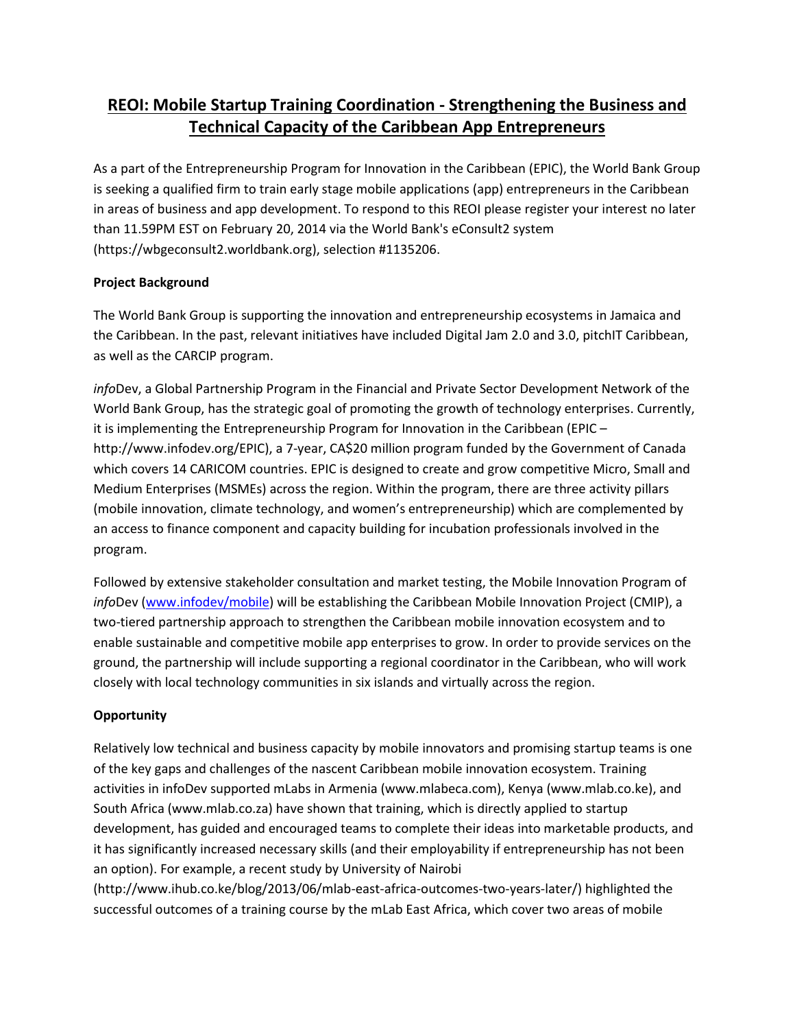# REOI: Mobile Startup Training Coordination - Strengthening the Business and Technical Capacity of the Caribbean App Entrepreneurs

As a part of the Entrepreneurship Program for Innovation in the Caribbean (EPIC), the World Bank Group is seeking a qualified firm to train early stage mobile applications (app) entrepreneurs in the Caribbean in areas of business and app development. To respond to this REOI please register your interest no later than 11.59PM EST on February 20, 2014 via the World Bank's eConsult2 system (https://wbgeconsult2.worldbank.org), selection #1135206.

**Project Background**

The World Bank Group is supporting the innovation and entrepreneurship ecosystems in Jamaica and the Caribbean. In the past, relevant initiatives have included Digital Jam 2.0 and 3.0, pitchIT Caribbean, as well as the CARCIP program.

*info*Dev, a Global Partnership Program in the Financial and Private Sector Development Network of the World Bank Group, has the strategic goal of promoting the growth of technology enterprises. Currently, it is implementing the Entrepreneurship Program for Innovation in the Caribbean (EPIC – http://www.infodev.org/EPIC), a 7-year, CA$20 million program funded by the Government of Canada which covers 14 CARICOM countries. EPIC is designed to create and grow competitive Micro, Small and Medium Enterprises (MSMEs) across the region. Within the program, there are three activity pillars (mobile innovation, climate technology, and women's entrepreneurship) which are complemented by an access to finance component and capacity building for incubation professionals involved in the program.

Followed by extensive stakeholder consultation and market testing, the Mobile Innovation Program of *info*Dev (www.infodev/mobile) will be establishing the Caribbean Mobile Innovation Project (CMIP), a two-tiered partnership approach to strengthen the Caribbean mobile innovation ecosystem and to enable sustainable and competitive mobile app enterprises to grow. In order to provide services on the ground, the partnership will include supporting a regional coordinator in the Caribbean, who will work closely with local technology communities in six islands and virtually across the region.

**Opportunity**

Relatively low technical and business capacity by mobile innovators and promising startup teams is one of the key gaps and challenges of the nascent Caribbean mobile innovation ecosystem. Training activities in infoDev supported mLabs in Armenia (www.mlabeca.com), Kenya (www.mlab.co.ke), and South Africa (www.mlab.co.za) have shown that training, which is directly applied to startup development, has guided and encouraged teams to complete their ideas into marketable products, and it has significantly increased necessary skills (and their employability if entrepreneurship has not been an option). For example, a recent study by University of Nairobi (http://www.ihub.co.ke/blog/2013/06/mlab-east-africa-outcomes-two-years-later/) highlighted the successful outcomes of a training course by the mLab East Africa, which cover two areas of mobile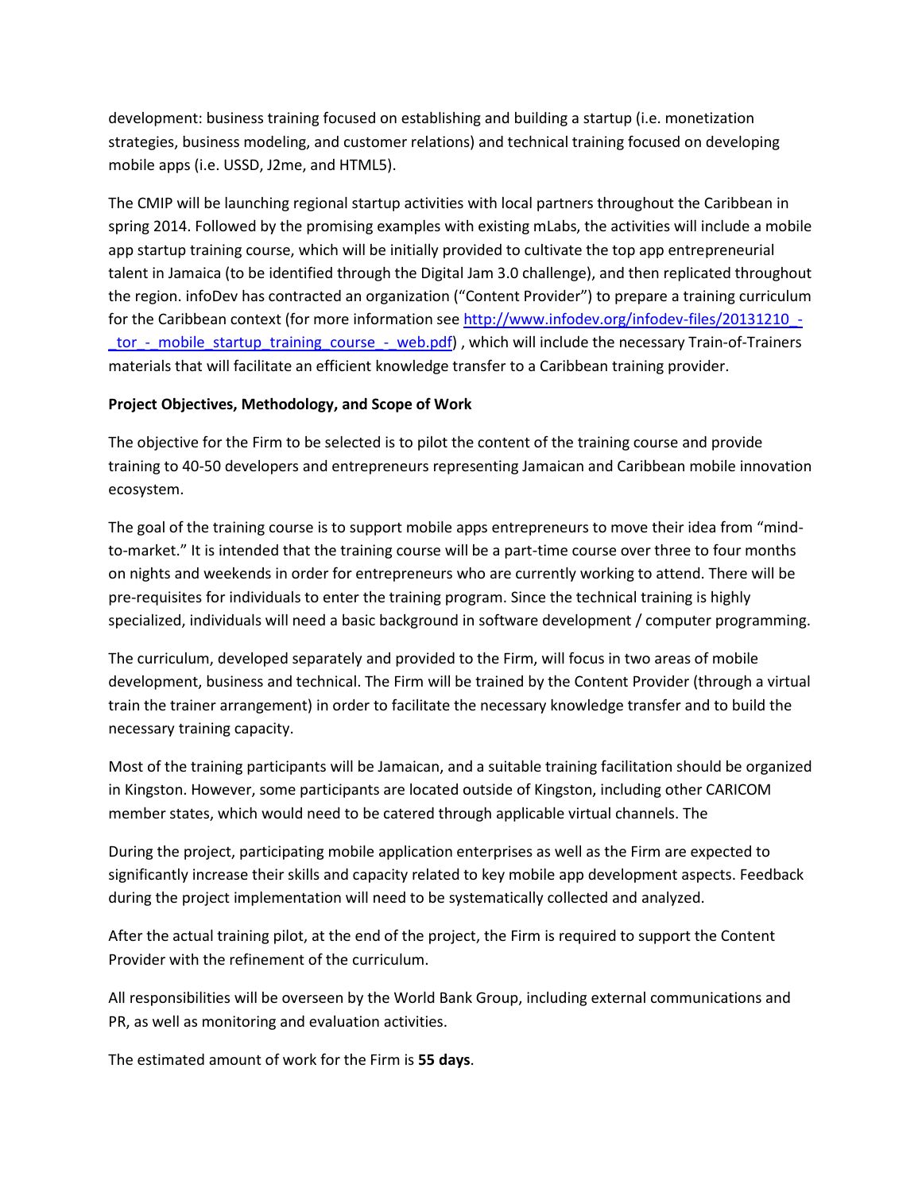development: business training focused on establishing and building a startup (i.e. monetization strategies, business modeling, and customer relations) and technical training focused on developing mobile apps (i.e. USSD, J2me, and HTML5).

The CMIP will be launching regional startup activities with local partners throughout the Caribbean in spring 2014. Followed by the promising examples with existing mLabs, the activities will include a mobile app startup training course, which will be initially provided to cultivate the top app entrepreneurial talent in Jamaica (to be identified through the Digital Jam 3.0 challenge), and then replicated throughout the region. infoDev has contracted an organization ("Content Provider") to prepare a training curriculum for the Caribbean context (for more information see http://www.infodev.org/infodev-files/20131210_-_tor_-_mobile_startup_training_course_-_web.pdf) , which will include the necessary Train-of-Trainers materials that will facilitate an efficient knowledge transfer to a Caribbean training provider.

**Project Objectives, Methodology, and Scope of Work**

The objective for the Firm to be selected is to pilot the content of the training course and provide training to 40-50 developers and entrepreneurs representing Jamaican and Caribbean mobile innovation ecosystem.

The goal of the training course is to support mobile apps entrepreneurs to move their idea from "mind-to-market." It is intended that the training course will be a part-time course over three to four months on nights and weekends in order for entrepreneurs who are currently working to attend. There will be pre-requisites for individuals to enter the training program. Since the technical training is highly specialized, individuals will need a basic background in software development / computer programming.

The curriculum, developed separately and provided to the Firm, will focus in two areas of mobile development, business and technical. The Firm will be trained by the Content Provider (through a virtual train the trainer arrangement) in order to facilitate the necessary knowledge transfer and to build the necessary training capacity.

Most of the training participants will be Jamaican, and a suitable training facilitation should be organized in Kingston. However, some participants are located outside of Kingston, including other CARICOM member states, which would need to be catered through applicable virtual channels. The

During the project, participating mobile application enterprises as well as the Firm are expected to significantly increase their skills and capacity related to key mobile app development aspects. Feedback during the project implementation will need to be systematically collected and analyzed.

After the actual training pilot, at the end of the project, the Firm is required to support the Content Provider with the refinement of the curriculum.

All responsibilities will be overseen by the World Bank Group, including external communications and PR, as well as monitoring and evaluation activities.

The estimated amount of work for the Firm is **55 days**.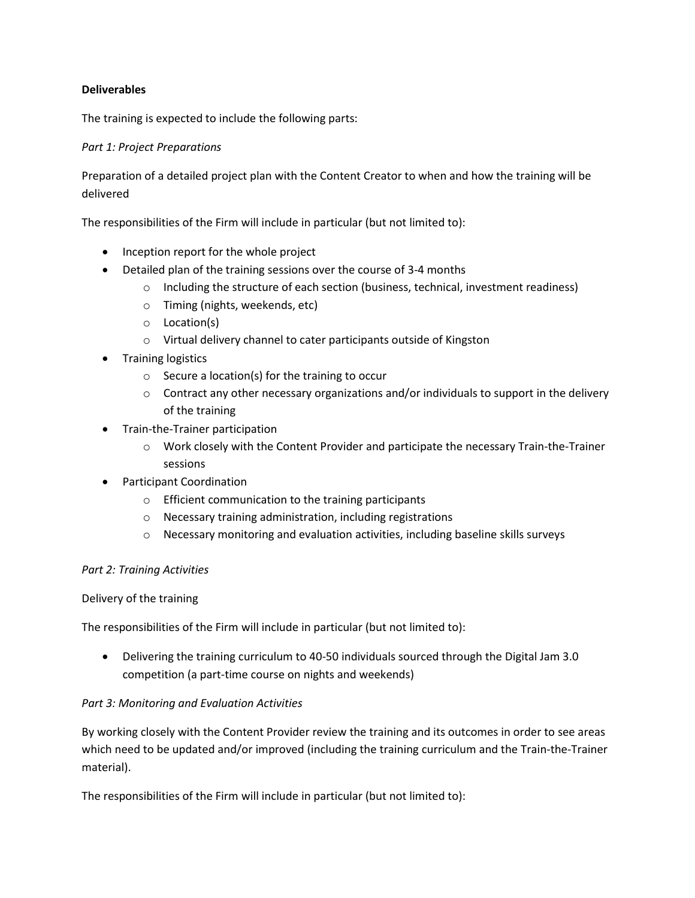**Deliverables**

The training is expected to include the following parts:

*Part 1: Project Preparations*

Preparation of a detailed project plan with the Content Creator to when and how the training will be delivered

The responsibilities of the Firm will include in particular (but not limited to):

- Inception report for the whole project
- Detailed plan of the training sessions over the course of 3-4 months
  - Including the structure of each section (business, technical, investment readiness)
  - Timing (nights, weekends, etc)
  - Location(s)
  - Virtual delivery channel to cater participants outside of Kingston
- Training logistics
  - Secure a location(s) for the training to occur
  - Contract any other necessary organizations and/or individuals to support in the delivery of the training
- Train-the-Trainer participation
  - Work closely with the Content Provider and participate the necessary Train-the-Trainer sessions
- Participant Coordination
  - Efficient communication to the training participants
  - Necessary training administration, including registrations
  - Necessary monitoring and evaluation activities, including baseline skills surveys

*Part 2: Training Activities*

Delivery of the training

The responsibilities of the Firm will include in particular (but not limited to):

- Delivering the training curriculum to 40-50 individuals sourced through the Digital Jam 3.0 competition (a part-time course on nights and weekends)

*Part 3: Monitoring and Evaluation Activities*

By working closely with the Content Provider review the training and its outcomes in order to see areas which need to be updated and/or improved (including the training curriculum and the Train-the-Trainer material).

The responsibilities of the Firm will include in particular (but not limited to):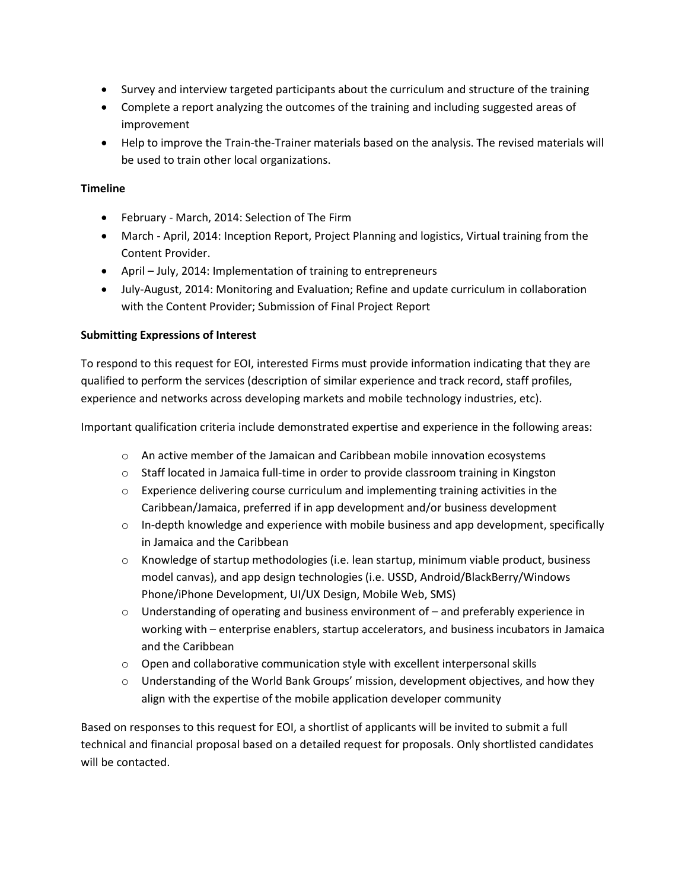- Survey and interview targeted participants about the curriculum and structure of the training
- Complete a report analyzing the outcomes of the training and including suggested areas of improvement
- Help to improve the Train-the-Trainer materials based on the analysis. The revised materials will be used to train other local organizations.

**Timeline**

- February - March, 2014: Selection of The Firm
- March - April, 2014: Inception Report, Project Planning and logistics, Virtual training from the Content Provider.
- April – July, 2014: Implementation of training to entrepreneurs
- July-August, 2014: Monitoring and Evaluation; Refine and update curriculum in collaboration with the Content Provider; Submission of Final Project Report

**Submitting Expressions of Interest**

To respond to this request for EOI, interested Firms must provide information indicating that they are qualified to perform the services (description of similar experience and track record, staff profiles, experience and networks across developing markets and mobile technology industries, etc).

Important qualification criteria include demonstrated expertise and experience in the following areas:

- An active member of the Jamaican and Caribbean mobile innovation ecosystems
- Staff located in Jamaica full-time in order to provide classroom training in Kingston
- Experience delivering course curriculum and implementing training activities in the Caribbean/Jamaica, preferred if in app development and/or business development
- In-depth knowledge and experience with mobile business and app development, specifically in Jamaica and the Caribbean
- Knowledge of startup methodologies (i.e. lean startup, minimum viable product, business model canvas), and app design technologies (i.e. USSD, Android/BlackBerry/Windows Phone/iPhone Development, UI/UX Design, Mobile Web, SMS)
- Understanding of operating and business environment of – and preferably experience in working with – enterprise enablers, startup accelerators, and business incubators in Jamaica and the Caribbean
- Open and collaborative communication style with excellent interpersonal skills
- Understanding of the World Bank Groups' mission, development objectives, and how they align with the expertise of the mobile application developer community

Based on responses to this request for EOI, a shortlist of applicants will be invited to submit a full technical and financial proposal based on a detailed request for proposals. Only shortlisted candidates will be contacted.